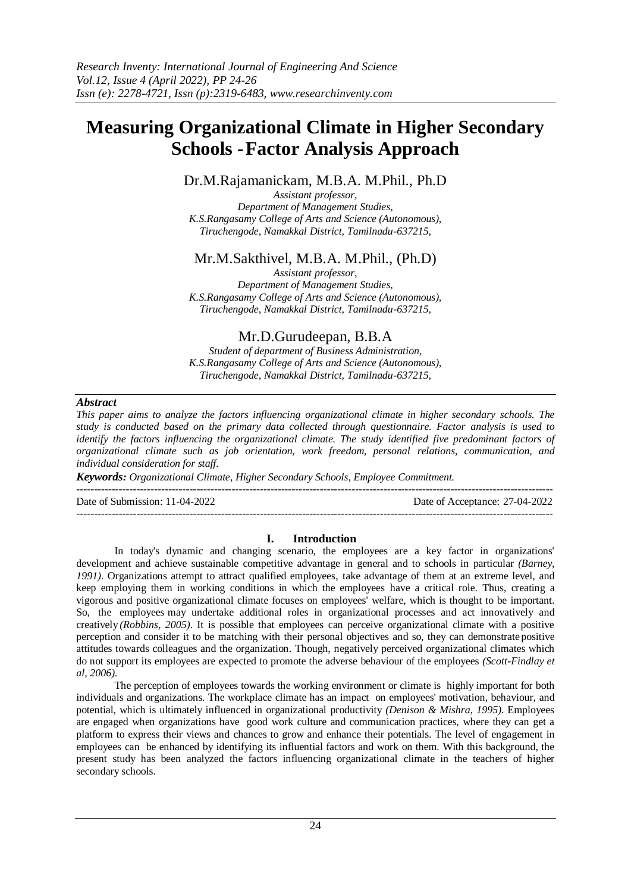# Measuring Organizational Climate in Higher Secondary Schools - Factor Analysis Approach

Dr.M.Rajamanickam, M.B.A. M.Phil., Ph.D

*Assistant professor,*
*Department of Management Studies,*
*K.S.Rangasamy College of Arts and Science (Autonomous),*
*Tiruchengode, Namakkal District, Tamilnadu-637215,*

Mr.M.Sakthivel, M.B.A. M.Phil., (Ph.D)

*Assistant professor,*
*Department of Management Studies,*
*K.S.Rangasamy College of Arts and Science (Autonomous),*
*Tiruchengode, Namakkal District, Tamilnadu-637215,*

Mr.D.Gurudeepan, B.B.A

*Student of department of Business Administration,*
*K.S.Rangasamy College of Arts and Science (Autonomous),*
*Tiruchengode, Namakkal District, Tamilnadu-637215,*

***Abstract***

*This paper aims to analyze the factors influencing organizational climate in higher secondary schools. The study is conducted based on the primary data collected through questionnaire. Factor analysis is used to identify the factors influencing the organizational climate. The study identified five predominant factors of organizational climate such as job orientation, work freedom, personal relations, communication, and individual consideration for staff.*

***Keywords:*** *Organizational Climate, Higher Secondary Schools, Employee Commitment.*

---

Date of Submission: 11-04-2022 Date of Acceptance: 27-04-2022

---

## I. Introduction

In today's dynamic and changing scenario, the employees are a key factor in organizations' development and achieve sustainable competitive advantage in general and to schools in particular *(Barney, 1991)*. Organizations attempt to attract qualified employees, take advantage of them at an extreme level, and keep employing them in working conditions in which the employees have a critical role. Thus, creating a vigorous and positive organizational climate focuses on employees' welfare, which is thought to be important. So, the employees may undertake additional roles in organizational processes and act innovatively and creatively *(Robbins, 2005)*. It is possible that employees can perceive organizational climate with a positive perception and consider it to be matching with their personal objectives and so, they can demonstrate positive attitudes towards colleagues and the organization. Though, negatively perceived organizational climates which do not support its employees are expected to promote the adverse behaviour of the employees *(Scott-Findlay et al, 2006)*.

The perception of employees towards the working environment or climate is highly important for both individuals and organizations. The workplace climate has an impact on employees' motivation, behaviour, and potential, which is ultimately influenced in organizational productivity *(Denison & Mishra, 1995)*. Employees are engaged when organizations have good work culture and communication practices, where they can get a platform to express their views and chances to grow and enhance their potentials. The level of engagement in employees can be enhanced by identifying its influential factors and work on them. With this background, the present study has been analyzed the factors influencing organizational climate in the teachers of higher secondary schools.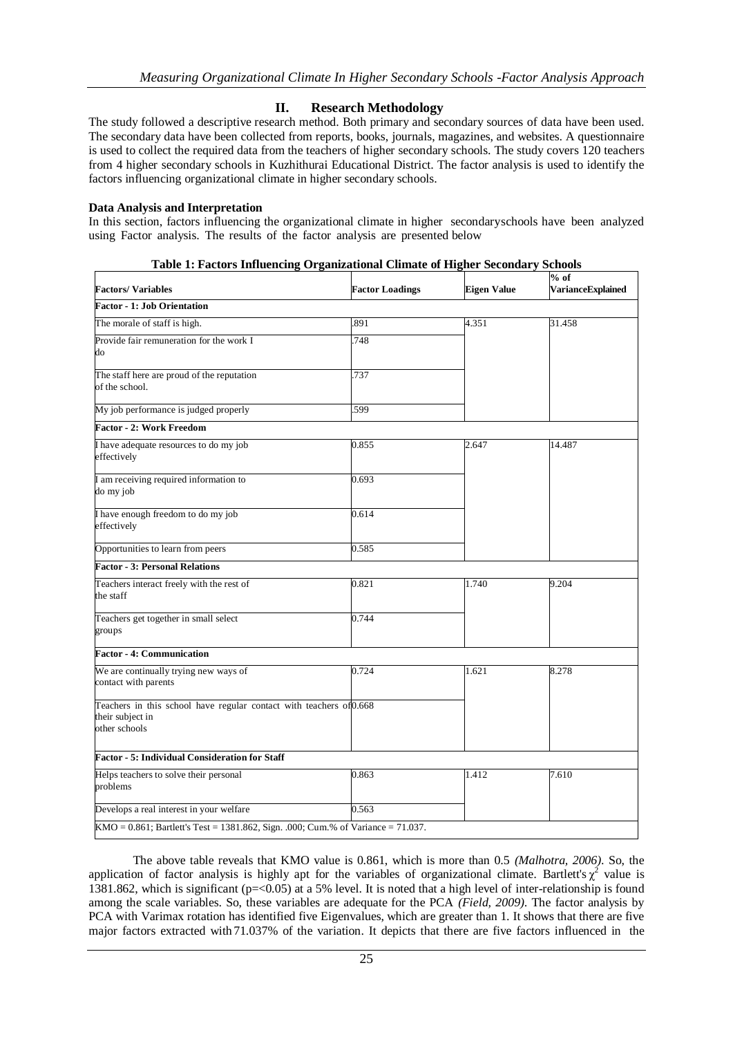## II. Research Methodology

The study followed a descriptive research method. Both primary and secondary sources of data have been used. The secondary data have been collected from reports, books, journals, magazines, and websites. A questionnaire is used to collect the required data from the teachers of higher secondary schools. The study covers 120 teachers from 4 higher secondary schools in Kuzhithurai Educational District. The factor analysis is used to identify the factors influencing organizational climate in higher secondary schools.

**Data Analysis and Interpretation**

In this section, factors influencing the organizational climate in higher secondaryschools have been analyzed using Factor analysis. The results of the factor analysis are presented below

**Table 1: Factors Influencing Organizational Climate of Higher Secondary Schools**

| Factors/ Variables | Factor Loadings | Eigen Value | % of VarianceExplained |
|---|---|---|---|
| **Factor - 1: Job Orientation** | | | |
| The morale of staff is high. | .891 | 4.351 | 31.458 |
| Provide fair remuneration for the work I do | .748 | | |
| The staff here are proud of the reputation of the school. | .737 | | |
| My job performance is judged properly | .599 | | |
| **Factor - 2: Work Freedom** | | | |
| I have adequate resources to do my job effectively | 0.855 | 2.647 | 14.487 |
| I am receiving required information to do my job | 0.693 | | |
| I have enough freedom to do my job effectively | 0.614 | | |
| Opportunities to learn from peers | 0.585 | | |
| **Factor - 3: Personal Relations** | | | |
| Teachers interact freely with the rest of the staff | 0.821 | 1.740 | 9.204 |
| Teachers get together in small select groups | 0.744 | | |
| **Factor - 4: Communication** | | | |
| We are continually trying new ways of contact with parents | 0.724 | 1.621 | 8.278 |
| Teachers in this school have regular contact with teachers of their subject in other schools | 0.668 | | |
| **Factor - 5: Individual Consideration for Staff** | | | |
| Helps teachers to solve their personal problems | 0.863 | 1.412 | 7.610 |
| Develops a real interest in your welfare | 0.563 | | |
| KMO = 0.861; Bartlett's Test = 1381.862, Sign. .000; Cum.% of Variance = 71.037. | | | |

The above table reveals that KMO value is 0.861, which is more than 0.5 *(Malhotra, 2006)*. So, the application of factor analysis is highly apt for the variables of organizational climate. Bartlett's $\chi^2$ value is 1381.862, which is significant ($p=<0.05$) at a 5% level. It is noted that a high level of inter-relationship is found among the scale variables. So, these variables are adequate for the PCA *(Field, 2009)*. The factor analysis by PCA with Varimax rotation has identified five Eigenvalues, which are greater than 1. It shows that there are five major factors extracted with 71.037% of the variation. It depicts that there are five factors influenced in the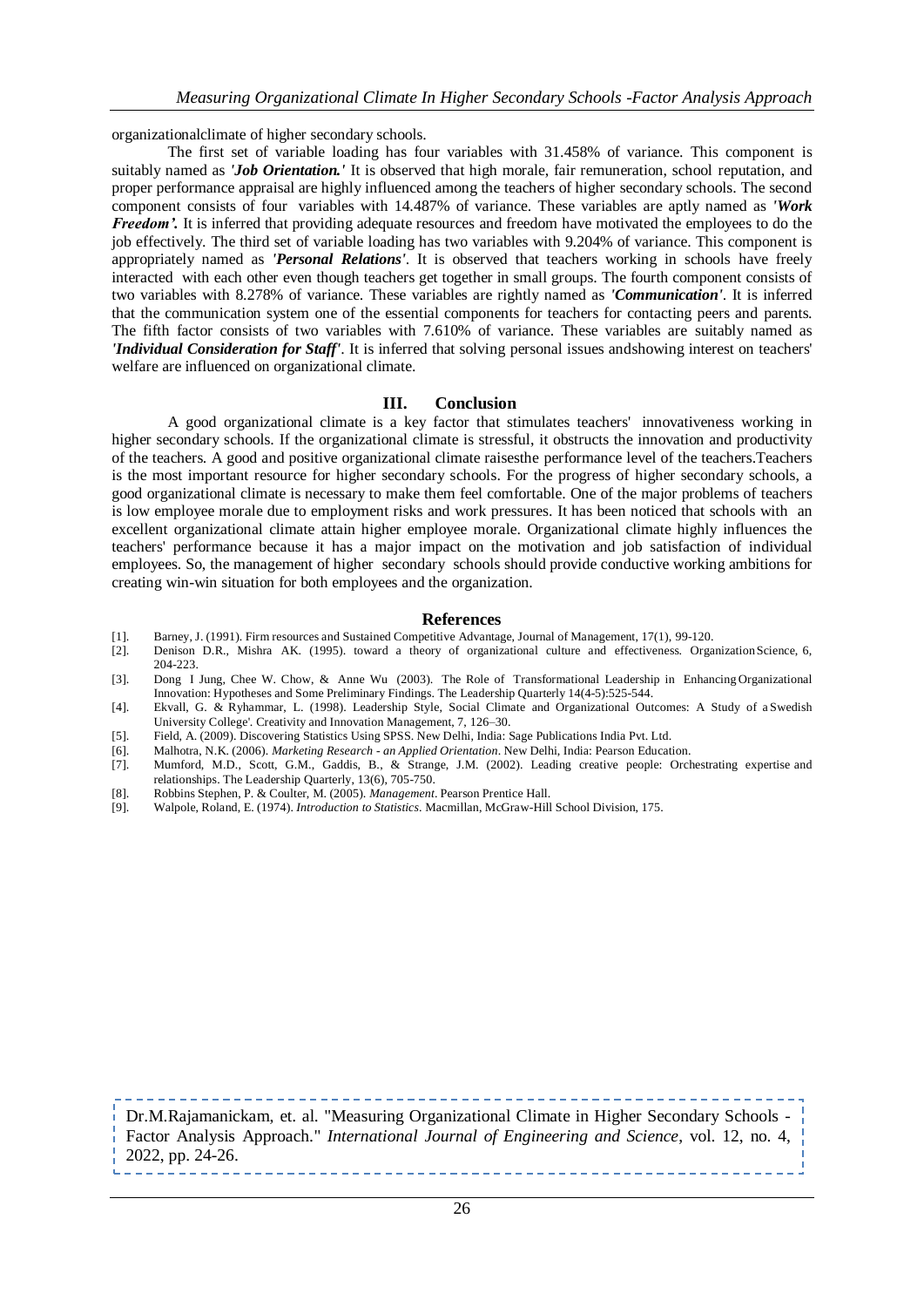organizationalclimate of higher secondary schools.

The first set of variable loading has four variables with 31.458% of variance. This component is suitably named as ***'Job Orientation.'*** It is observed that high morale, fair remuneration, school reputation, and proper performance appraisal are highly influenced among the teachers of higher secondary schools. The second component consists of four variables with 14.487% of variance. These variables are aptly named as ***'Work Freedom'.*** It is inferred that providing adequate resources and freedom have motivated the employees to do the job effectively. The third set of variable loading has two variables with 9.204% of variance. This component is appropriately named as ***'Personal Relations'***. It is observed that teachers working in schools have freely interacted with each other even though teachers get together in small groups. The fourth component consists of two variables with 8.278% of variance. These variables are rightly named as ***'Communication'***. It is inferred that the communication system one of the essential components for teachers for contacting peers and parents. The fifth factor consists of two variables with 7.610% of variance. These variables are suitably named as ***'Individual Consideration for Staff'***. It is inferred that solving personal issues andshowing interest on teachers' welfare are influenced on organizational climate.

## III. Conclusion

A good organizational climate is a key factor that stimulates teachers' innovativeness working in higher secondary schools. If the organizational climate is stressful, it obstructs the innovation and productivity of the teachers. A good and positive organizational climate raisesthe performance level of the teachers.Teachers is the most important resource for higher secondary schools. For the progress of higher secondary schools, a good organizational climate is necessary to make them feel comfortable. One of the major problems of teachers is low employee morale due to employment risks and work pressures. It has been noticed that schools with an excellent organizational climate attain higher employee morale. Organizational climate highly influences the teachers' performance because it has a major impact on the motivation and job satisfaction of individual employees. So, the management of higher secondary schools should provide conductive working ambitions for creating win-win situation for both employees and the organization.

## References

[1]. Barney, J. (1991). Firm resources and Sustained Competitive Advantage, Journal of Management, 17(1), 99-120.

[2]. Denison D.R., Mishra AK. (1995). toward a theory of organizational culture and effectiveness. Organization Science, 6, 204-223.

[3]. Dong I Jung, Chee W. Chow, & Anne Wu (2003). The Role of Transformational Leadership in Enhancing Organizational Innovation: Hypotheses and Some Preliminary Findings. The Leadership Quarterly 14(4-5):525-544.

[4]. Ekvall, G. & Ryhammar, L. (1998). Leadership Style, Social Climate and Organizational Outcomes: A Study of a Swedish University College'. Creativity and Innovation Management, 7, 126–30.

[5]. Field, A. (2009). Discovering Statistics Using SPSS. New Delhi, India: Sage Publications India Pvt. Ltd.

[6]. Malhotra, N.K. (2006). *Marketing Research - an Applied Orientation*. New Delhi, India: Pearson Education.

[7]. Mumford, M.D., Scott, G.M., Gaddis, B., & Strange, J.M. (2002). Leading creative people: Orchestrating expertise and relationships. The Leadership Quarterly, 13(6), 705-750.

[8]. Robbins Stephen, P. & Coulter, M. (2005). *Management*. Pearson Prentice Hall.

[9]. Walpole, Roland, E. (1974). *Introduction to Statistics*. Macmillan, McGraw-Hill School Division, 175.

Dr.M.Rajamanickam, et. al. "Measuring Organizational Climate in Higher Secondary Schools - Factor Analysis Approach." *International Journal of Engineering and Science*, vol. 12, no. 4, 2022, pp. 24-26.